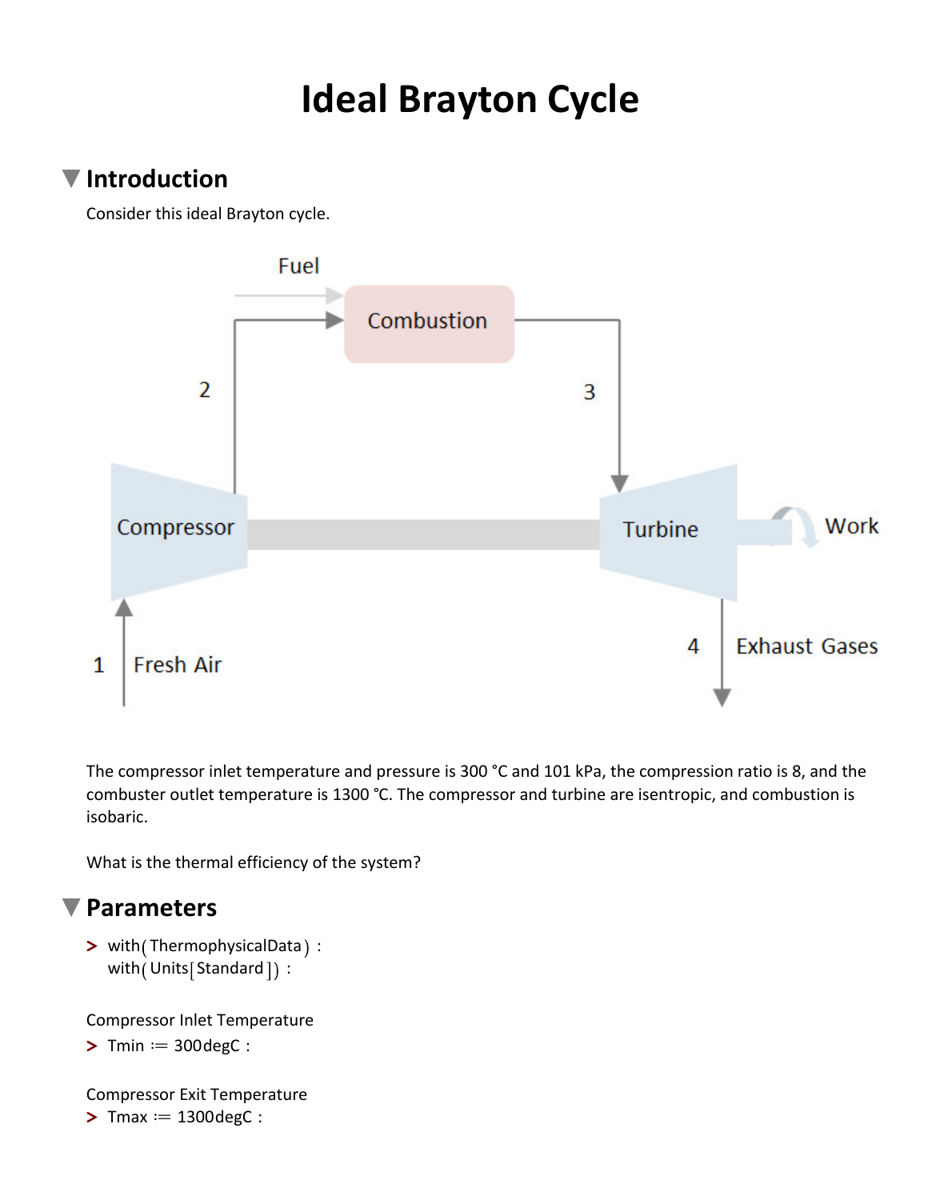# Ideal Brayton Cycle

## Introduction

Consider this ideal Brayton cycle.

The compressor inlet temperature and pressure is 300 °C and 101 kPa, the compression ratio is 8, and the combuster outlet temperature is 1300 °C. The compressor and turbine are isentropic, and combustion is isobaric.

What is the thermal efficiency of the system?

## Parameters

```
> with(ThermophysicalData) :
  with(Units[Standard]) :
```

Compressor Inlet Temperature

```
> Tmin := 300degC :
```

Compressor Exit Temperature

```
> Tmax := 1300degC :
```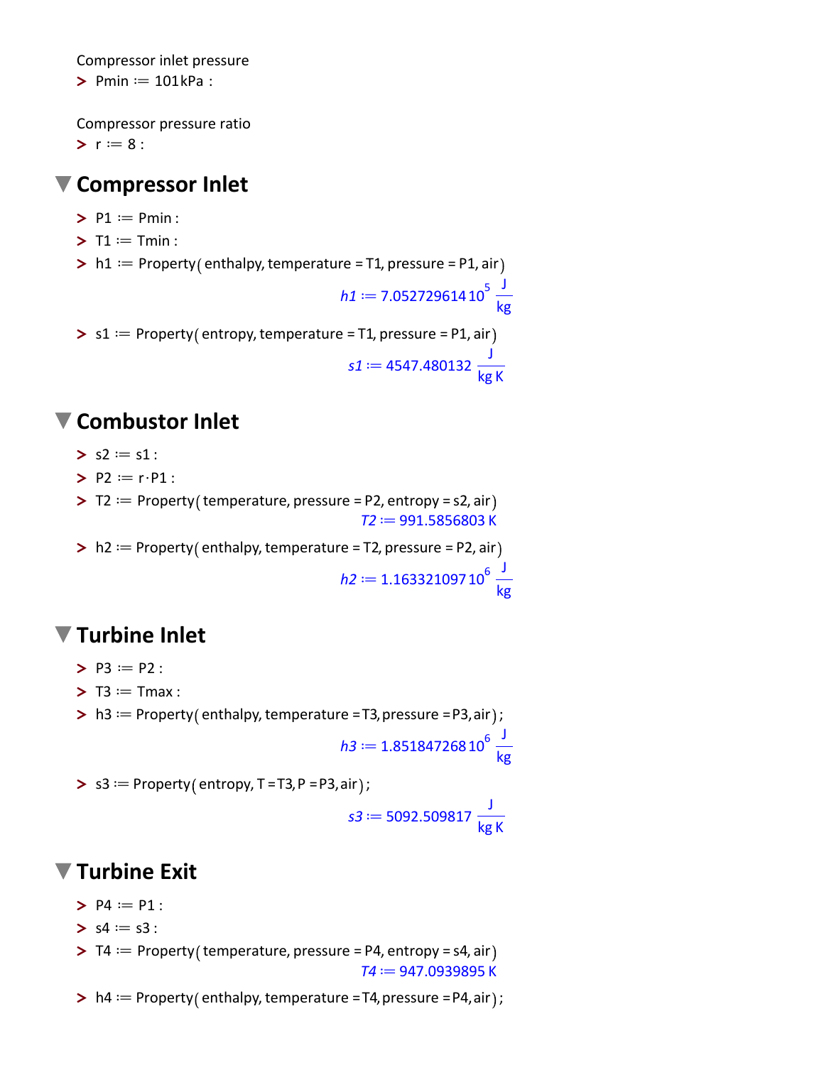Compressor inlet pressure

```
> Pmin := 101kPa :
```

Compressor pressure ratio

```
> r := 8 :
```

## Compressor Inlet

```
> P1 := Pmin :
> T1 := Tmin :
> h1 := Property(enthalpy, temperature = T1, pressure = P1, air)
```

$$h1 := 7.05272961410^{5} \frac{J}{kg}$$

```
> s1 := Property(entropy, temperature = T1, pressure = P1, air)
```

$$s1 := 4547.480132 \frac{J}{kg\,K}$$

## Combustor Inlet

```
> s2 := s1 :
> P2 := r·P1 :
> T2 := Property(temperature, pressure = P2, entropy = s2, air)
```

$$T2 := 991.5856803\ K$$

```
> h2 := Property(enthalpy, temperature = T2, pressure = P2, air)
```

$$h2 := 1.16332109710^{6} \frac{J}{kg}$$

## Turbine Inlet

```
> P3 := P2 :
> T3 := Tmax :
> h3 := Property(enthalpy, temperature = T3, pressure = P3, air);
```

$$h3 := 1.85184726810^{6} \frac{J}{kg}$$

```
> s3 := Property(entropy, T = T3, P = P3, air);
```

$$s3 := 5092.509817 \frac{J}{kg\,K}$$

## Turbine Exit

```
> P4 := P1 :
> s4 := s3 :
> T4 := Property(temperature, pressure = P4, entropy = s4, air)
```

$$T4 := 947.0939895\ K$$

```
> h4 := Property(enthalpy, temperature = T4, pressure = P4, air);
```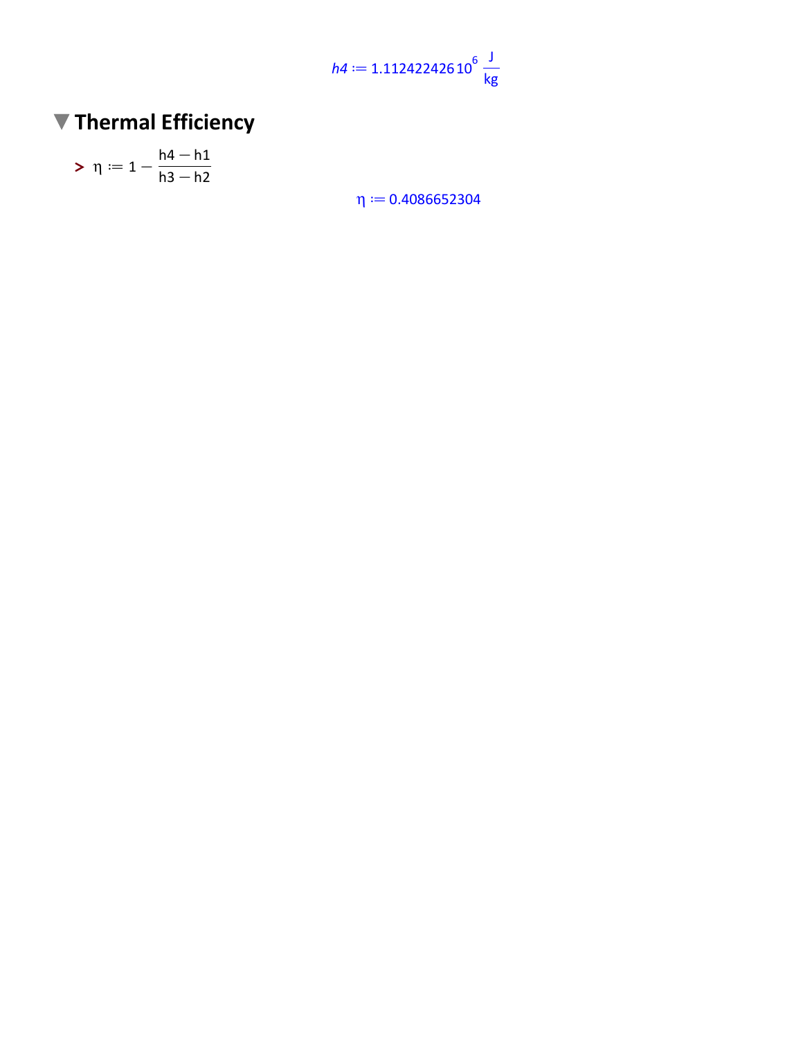$$h4 := 1.11242242610^{6} \frac{\mathrm{J}}{\mathrm{kg}}$$

## Thermal Efficiency

> $\eta := 1 - \dfrac{h4 - h1}{h3 - h2}$

$$\eta := 0.4086652304$$